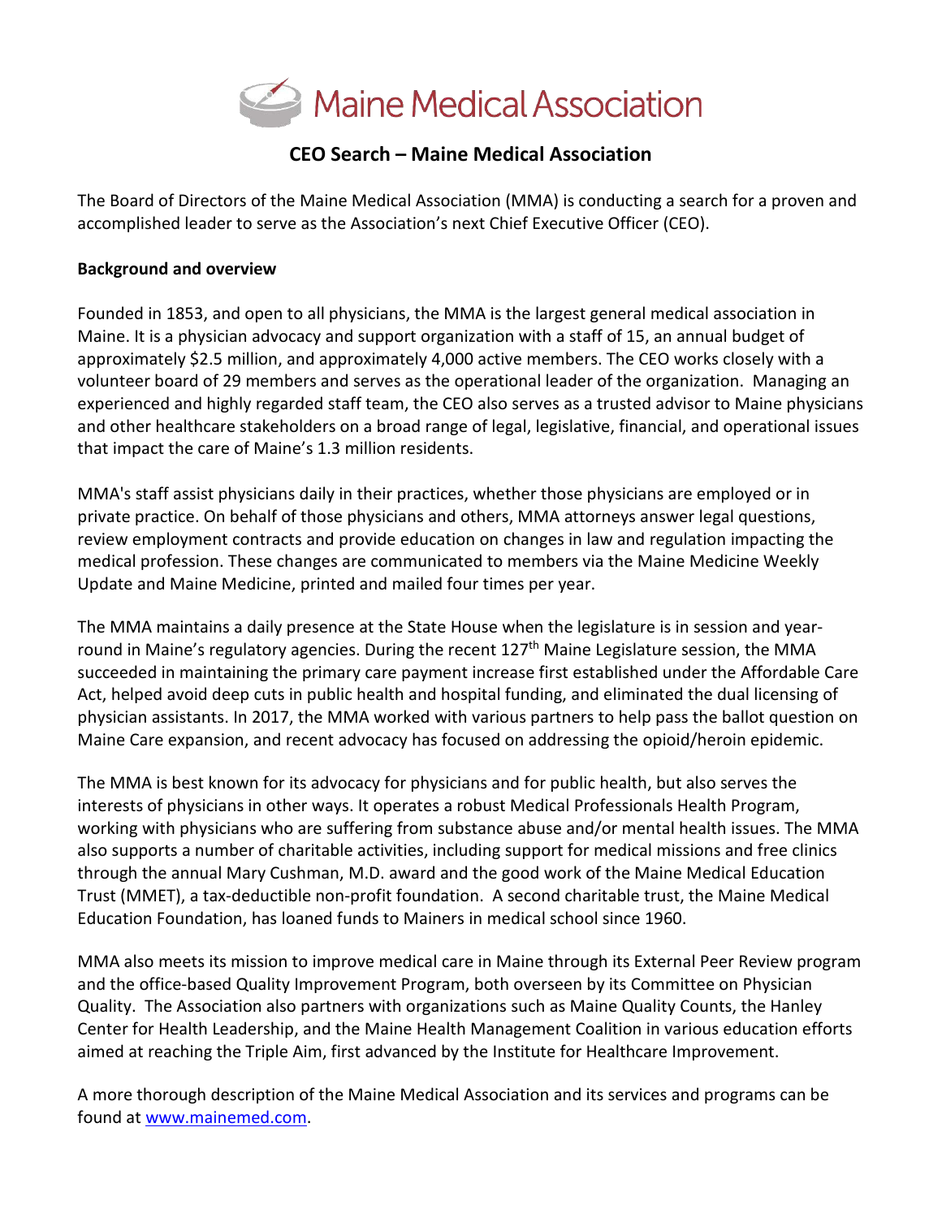Maine Medical Association

# CEO Search – Maine Medical Association

The Board of Directors of the Maine Medical Association (MMA) is conducting a search for a proven and accomplished leader to serve as the Association's next Chief Executive Officer (CEO).

**Background and overview**

Founded in 1853, and open to all physicians, the MMA is the largest general medical association in Maine. It is a physician advocacy and support organization with a staff of 15, an annual budget of approximately $2.5 million, and approximately 4,000 active members. The CEO works closely with a volunteer board of 29 members and serves as the operational leader of the organization. Managing an experienced and highly regarded staff team, the CEO also serves as a trusted advisor to Maine physicians and other healthcare stakeholders on a broad range of legal, legislative, financial, and operational issues that impact the care of Maine's 1.3 million residents.

MMA's staff assist physicians daily in their practices, whether those physicians are employed or in private practice. On behalf of those physicians and others, MMA attorneys answer legal questions, review employment contracts and provide education on changes in law and regulation impacting the medical profession. These changes are communicated to members via the Maine Medicine Weekly Update and Maine Medicine, printed and mailed four times per year.

The MMA maintains a daily presence at the State House when the legislature is in session and year-round in Maine's regulatory agencies. During the recent 127th Maine Legislature session, the MMA succeeded in maintaining the primary care payment increase first established under the Affordable Care Act, helped avoid deep cuts in public health and hospital funding, and eliminated the dual licensing of physician assistants. In 2017, the MMA worked with various partners to help pass the ballot question on Maine Care expansion, and recent advocacy has focused on addressing the opioid/heroin epidemic.

The MMA is best known for its advocacy for physicians and for public health, but also serves the interests of physicians in other ways. It operates a robust Medical Professionals Health Program, working with physicians who are suffering from substance abuse and/or mental health issues. The MMA also supports a number of charitable activities, including support for medical missions and free clinics through the annual Mary Cushman, M.D. award and the good work of the Maine Medical Education Trust (MMET), a tax-deductible non-profit foundation. A second charitable trust, the Maine Medical Education Foundation, has loaned funds to Mainers in medical school since 1960.

MMA also meets its mission to improve medical care in Maine through its External Peer Review program and the office-based Quality Improvement Program, both overseen by its Committee on Physician Quality. The Association also partners with organizations such as Maine Quality Counts, the Hanley Center for Health Leadership, and the Maine Health Management Coalition in various education efforts aimed at reaching the Triple Aim, first advanced by the Institute for Healthcare Improvement.

A more thorough description of the Maine Medical Association and its services and programs can be found at [www.mainemed.com](http://www.mainemed.com).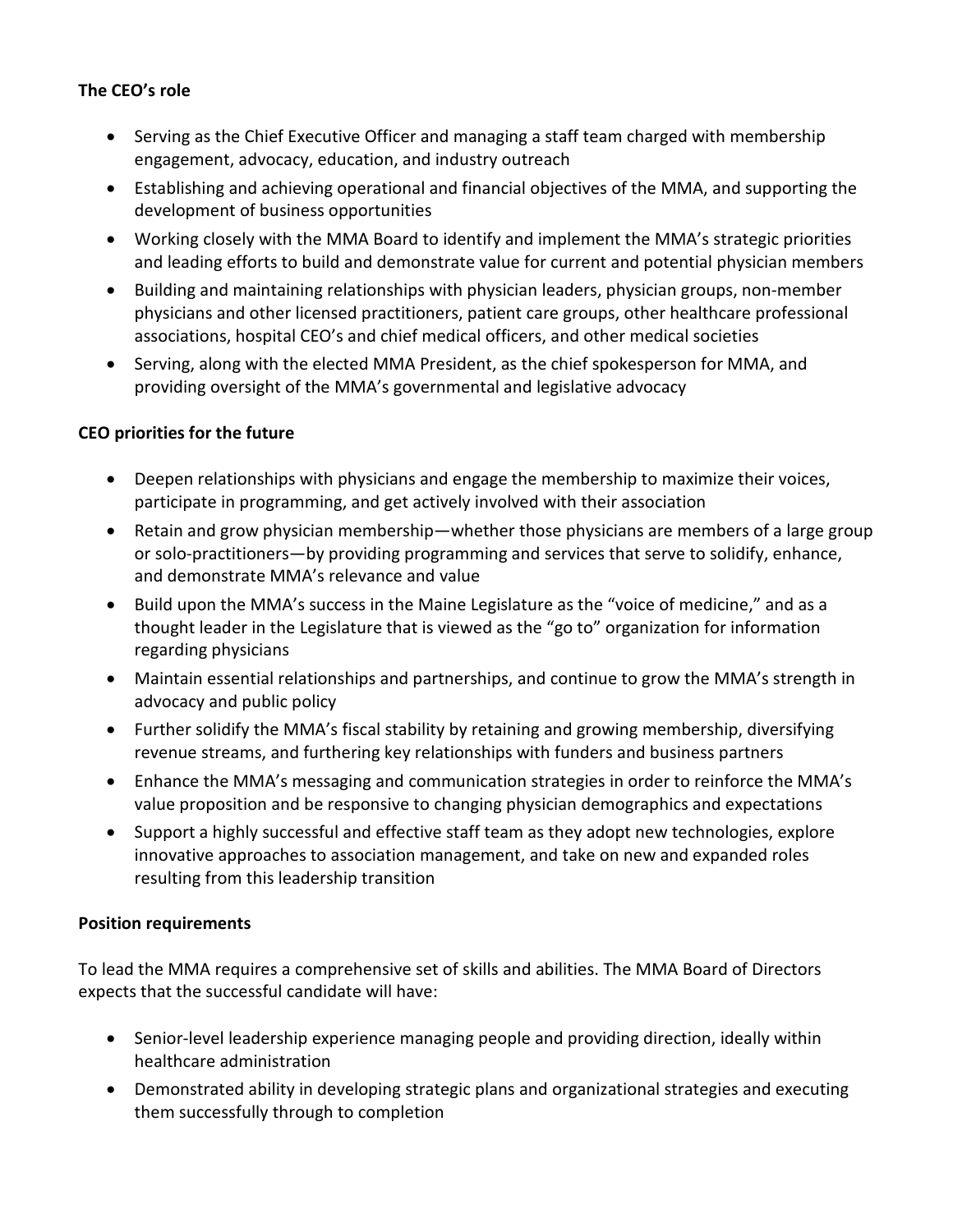**The CEO's role**

- Serving as the Chief Executive Officer and managing a staff team charged with membership engagement, advocacy, education, and industry outreach
- Establishing and achieving operational and financial objectives of the MMA, and supporting the development of business opportunities
- Working closely with the MMA Board to identify and implement the MMA's strategic priorities and leading efforts to build and demonstrate value for current and potential physician members
- Building and maintaining relationships with physician leaders, physician groups, non-member physicians and other licensed practitioners, patient care groups, other healthcare professional associations, hospital CEO's and chief medical officers, and other medical societies
- Serving, along with the elected MMA President, as the chief spokesperson for MMA, and providing oversight of the MMA's governmental and legislative advocacy

**CEO priorities for the future**

- Deepen relationships with physicians and engage the membership to maximize their voices, participate in programming, and get actively involved with their association
- Retain and grow physician membership—whether those physicians are members of a large group or solo-practitioners—by providing programming and services that serve to solidify, enhance, and demonstrate MMA's relevance and value
- Build upon the MMA's success in the Maine Legislature as the "voice of medicine," and as a thought leader in the Legislature that is viewed as the "go to" organization for information regarding physicians
- Maintain essential relationships and partnerships, and continue to grow the MMA's strength in advocacy and public policy
- Further solidify the MMA's fiscal stability by retaining and growing membership, diversifying revenue streams, and furthering key relationships with funders and business partners
- Enhance the MMA's messaging and communication strategies in order to reinforce the MMA's value proposition and be responsive to changing physician demographics and expectations
- Support a highly successful and effective staff team as they adopt new technologies, explore innovative approaches to association management, and take on new and expanded roles resulting from this leadership transition

**Position requirements**

To lead the MMA requires a comprehensive set of skills and abilities. The MMA Board of Directors expects that the successful candidate will have:

- Senior-level leadership experience managing people and providing direction, ideally within healthcare administration
- Demonstrated ability in developing strategic plans and organizational strategies and executing them successfully through to completion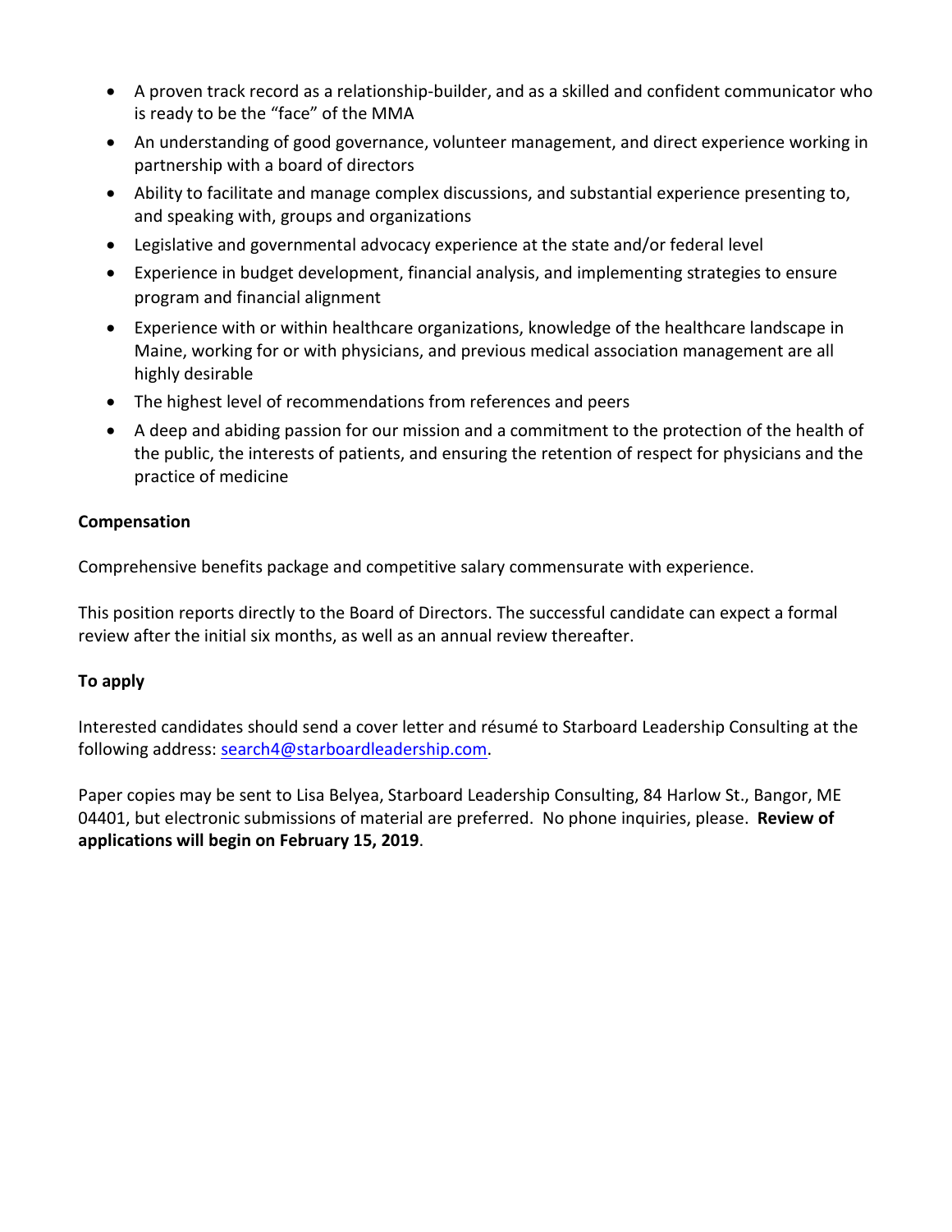- A proven track record as a relationship-builder, and as a skilled and confident communicator who is ready to be the "face" of the MMA
- An understanding of good governance, volunteer management, and direct experience working in partnership with a board of directors
- Ability to facilitate and manage complex discussions, and substantial experience presenting to, and speaking with, groups and organizations
- Legislative and governmental advocacy experience at the state and/or federal level
- Experience in budget development, financial analysis, and implementing strategies to ensure program and financial alignment
- Experience with or within healthcare organizations, knowledge of the healthcare landscape in Maine, working for or with physicians, and previous medical association management are all highly desirable
- The highest level of recommendations from references and peers
- A deep and abiding passion for our mission and a commitment to the protection of the health of the public, the interests of patients, and ensuring the retention of respect for physicians and the practice of medicine

**Compensation**

Comprehensive benefits package and competitive salary commensurate with experience.

This position reports directly to the Board of Directors. The successful candidate can expect a formal review after the initial six months, as well as an annual review thereafter.

**To apply**

Interested candidates should send a cover letter and résumé to Starboard Leadership Consulting at the following address: search4@starboardleadership.com.

Paper copies may be sent to Lisa Belyea, Starboard Leadership Consulting, 84 Harlow St., Bangor, ME 04401, but electronic submissions of material are preferred. No phone inquiries, please. **Review of applications will begin on February 15, 2019**.